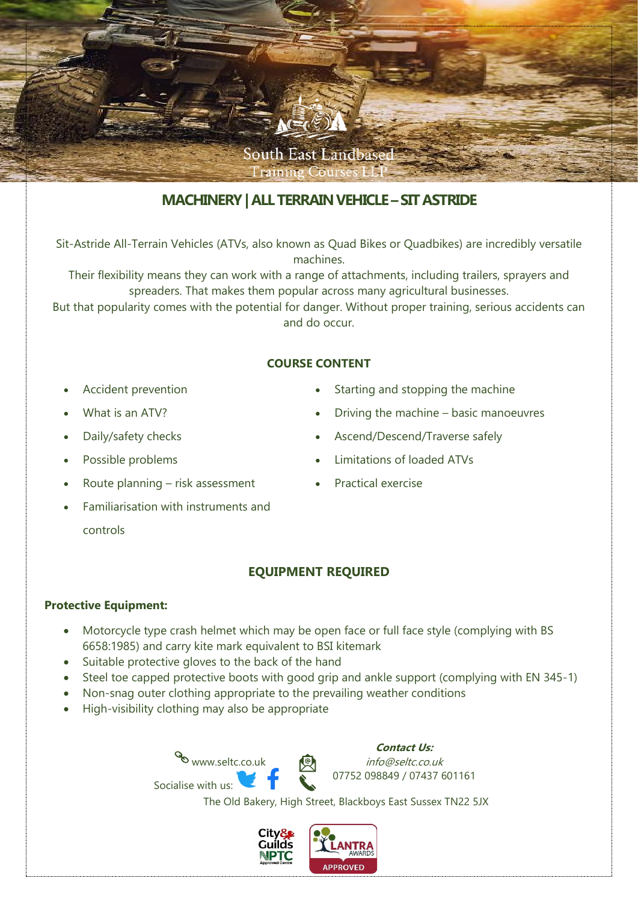South East Landbased Training Courses LLP

# MACHINERY | ALL TERRAIN VEHICLE – SIT ASTRIDE

Sit-Astride All-Terrain Vehicles (ATVs, also known as Quad Bikes or Quadbikes) are incredibly versatile machines.
Their flexibility means they can work with a range of attachments, including trailers, sprayers and spreaders. That makes them popular across many agricultural businesses.
But that popularity comes with the potential for danger. Without proper training, serious accidents can and do occur.

## COURSE CONTENT

- Accident prevention
- What is an ATV?
- Daily/safety checks
- Possible problems
- Route planning – risk assessment
- Familiarisation with instruments and controls
- Starting and stopping the machine
- Driving the machine – basic manoeuvres
- Ascend/Descend/Traverse safely
- Limitations of loaded ATVs
- Practical exercise

## EQUIPMENT REQUIRED

**Protective Equipment:**

- Motorcycle type crash helmet which may be open face or full face style (complying with BS 6658:1985) and carry kite mark equivalent to BSI kitemark
- Suitable protective gloves to the back of the hand
- Steel toe capped protective boots with good grip and ankle support (complying with EN 345-1)
- Non-snag outer clothing appropriate to the prevailing weather conditions
- High-visibility clothing may also be appropriate

www.seltc.co.uk

Socialise with us:

***Contact Us:***
*info@seltc.co.uk*
07752 098849 / 07437 601161

The Old Bakery, High Street, Blackboys East Sussex TN22 5JX

City & Guilds NPTC Approved Centre

LANTRA AWARDS APPROVED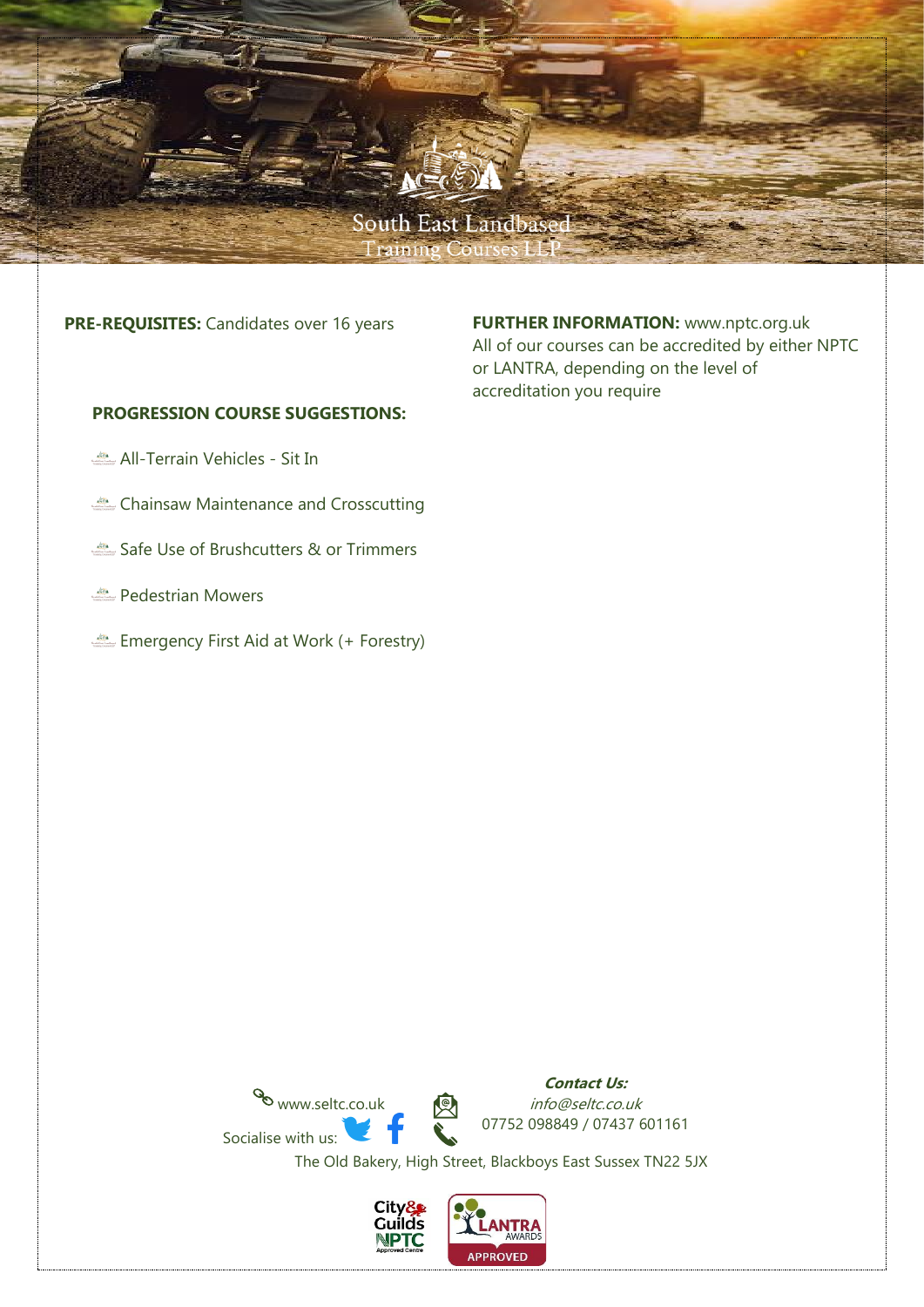South East Landbased Training Courses LLP

**PRE-REQUISITES:** Candidates over 16 years

**PROGRESSION COURSE SUGGESTIONS:**

- All-Terrain Vehicles - Sit In
- Chainsaw Maintenance and Crosscutting
- Safe Use of Brushcutters & or Trimmers
- Pedestrian Mowers
- Emergency First Aid at Work (+ Forestry)

**FURTHER INFORMATION:** www.nptc.org.uk
All of our courses can be accredited by either NPTC or LANTRA, depending on the level of accreditation you require

www.seltc.co.uk

Socialise with us:

***Contact Us:***
*info@seltc.co.uk*
07752 098849 / 07437 601161

The Old Bakery, High Street, Blackboys East Sussex TN22 5JX

City & Guilds NPTC Approved Centre

LANTRA AWARDS APPROVED